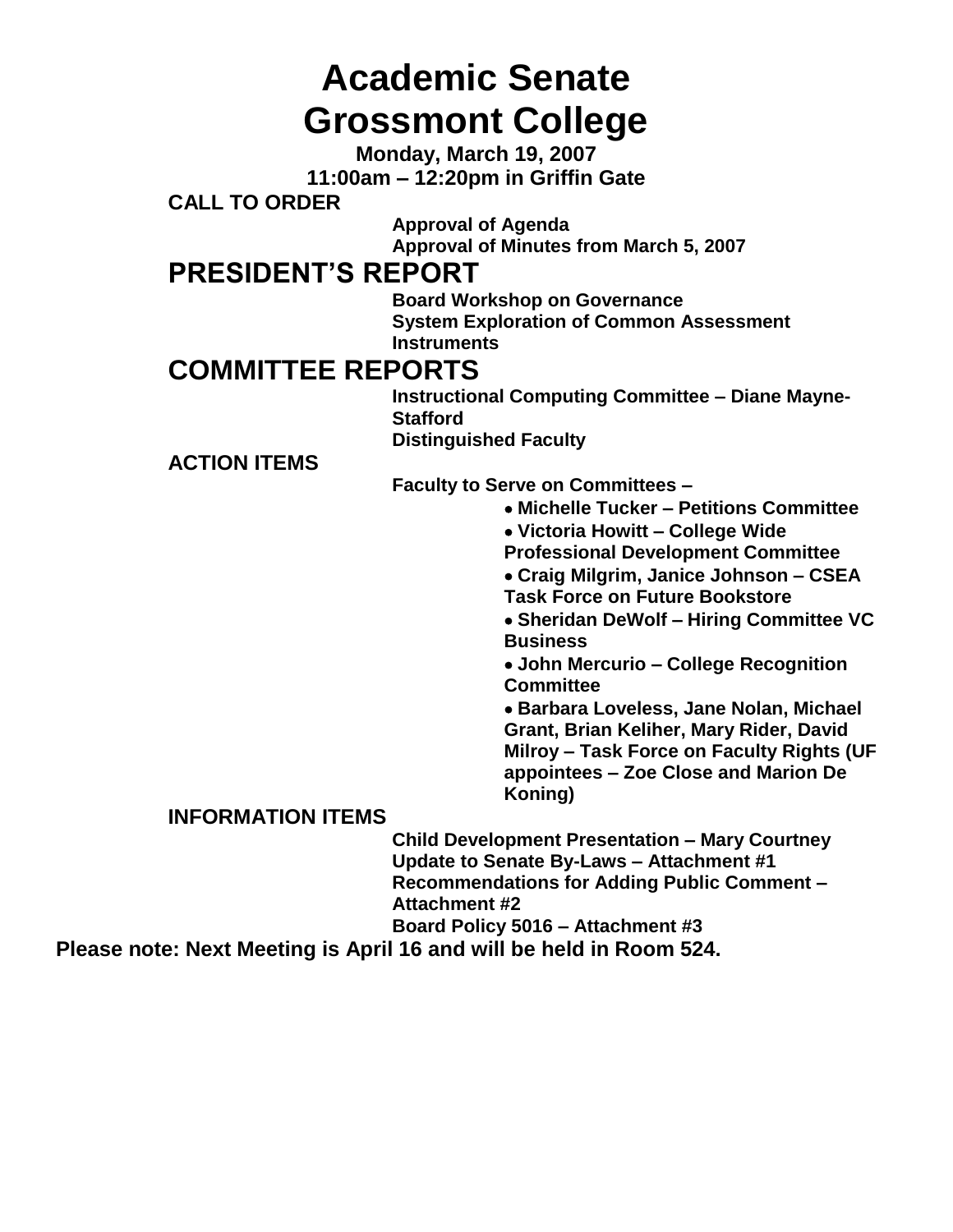# Academic Senate
# Grossmont College

**Monday, March 19, 2007**
**11:00am – 12:20pm in Griffin Gate**

**CALL TO ORDER**

**Approval of Agenda**
**Approval of Minutes from March 5, 2007**

## PRESIDENT'S REPORT

**Board Workshop on Governance**
**System Exploration of Common Assessment Instruments**

## COMMITTEE REPORTS

**Instructional Computing Committee – Diane Mayne-Stafford**
**Distinguished Faculty**

**ACTION ITEMS**

**Faculty to Serve on Committees –**

- **Michelle Tucker – Petitions Committee**
- **Victoria Howitt – College Wide Professional Development Committee**
- **Craig Milgrim, Janice Johnson – CSEA Task Force on Future Bookstore**
- **Sheridan DeWolf – Hiring Committee VC Business**
- **John Mercurio – College Recognition Committee**
- **Barbara Loveless, Jane Nolan, Michael Grant, Brian Keliher, Mary Rider, David Milroy – Task Force on Faculty Rights (UF appointees – Zoe Close and Marion De Koning)**

**INFORMATION ITEMS**

**Child Development Presentation – Mary Courtney**
**Update to Senate By-Laws – Attachment #1**
**Recommendations for Adding Public Comment – Attachment #2**
**Board Policy 5016 – Attachment #3**

**Please note: Next Meeting is April 16 and will be held in Room 524.**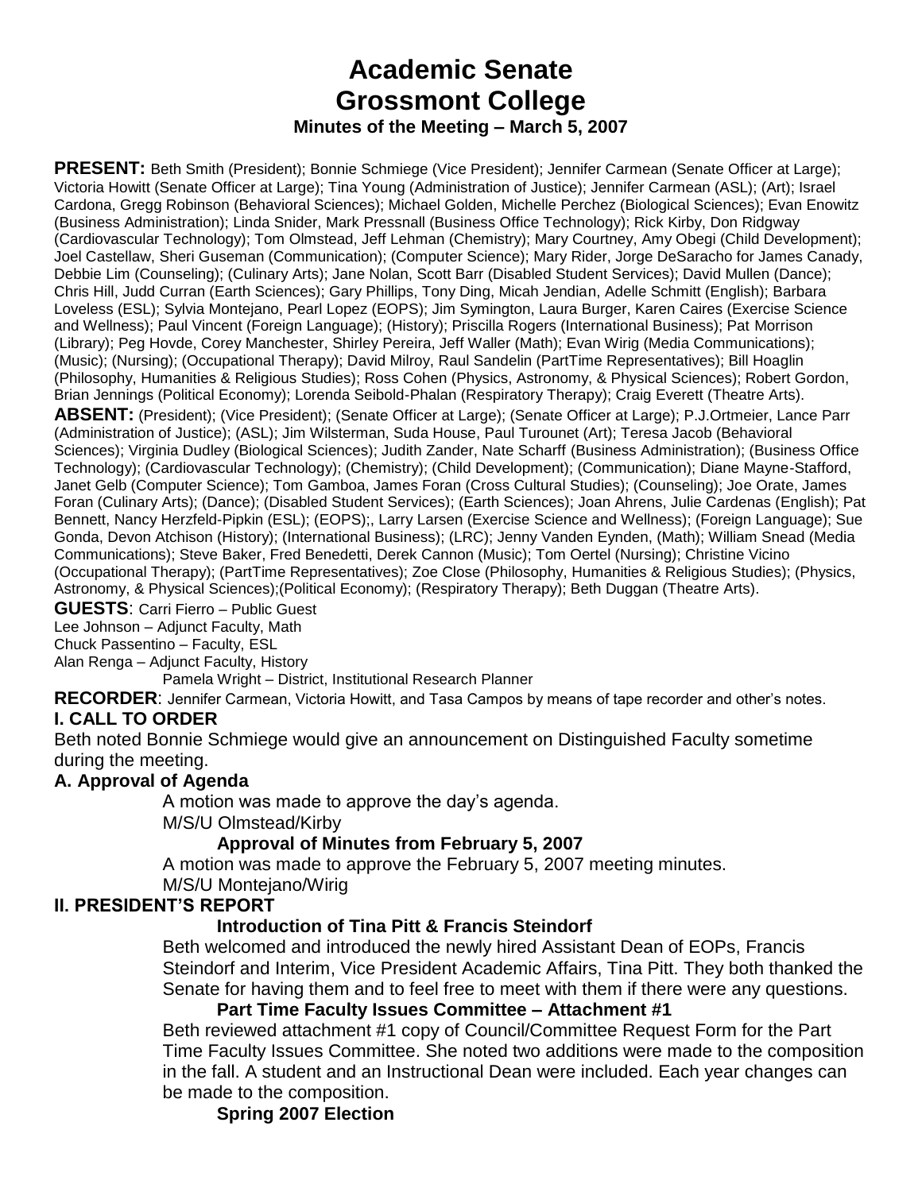# Academic Senate
# Grossmont College
### Minutes of the Meeting – March 5, 2007

**PRESENT:** Beth Smith (President); Bonnie Schmiege (Vice President); Jennifer Carmean (Senate Officer at Large); Victoria Howitt (Senate Officer at Large); Tina Young (Administration of Justice); Jennifer Carmean (ASL); (Art); Israel Cardona, Gregg Robinson (Behavioral Sciences); Michael Golden, Michelle Perchez (Biological Sciences); Evan Enowitz (Business Administration); Linda Snider, Mark Pressnall (Business Office Technology); Rick Kirby, Don Ridgway (Cardiovascular Technology); Tom Olmstead, Jeff Lehman (Chemistry); Mary Courtney, Amy Obegi (Child Development); Joel Castellaw, Sheri Guseman (Communication); (Computer Science); Mary Rider, Jorge DeSaracho for James Canady, Debbie Lim (Counseling); (Culinary Arts); Jane Nolan, Scott Barr (Disabled Student Services); David Mullen (Dance); Chris Hill, Judd Curran (Earth Sciences); Gary Phillips, Tony Ding, Micah Jendian, Adelle Schmitt (English); Barbara Loveless (ESL); Sylvia Montejano, Pearl Lopez (EOPS); Jim Symington, Laura Burger, Karen Caires (Exercise Science and Wellness); Paul Vincent (Foreign Language); (History); Priscilla Rogers (International Business); Pat Morrison (Library); Peg Hovde, Corey Manchester, Shirley Pereira, Jeff Waller (Math); Evan Wirig (Media Communications); (Music); (Nursing); (Occupational Therapy); David Milroy, Raul Sandelin (PartTime Representatives); Bill Hoaglin (Philosophy, Humanities & Religious Studies); Ross Cohen (Physics, Astronomy, & Physical Sciences); Robert Gordon, Brian Jennings (Political Economy); Lorenda Seibold-Phalan (Respiratory Therapy); Craig Everett (Theatre Arts).

**ABSENT:** (President); (Vice President); (Senate Officer at Large); (Senate Officer at Large); P.J.Ortmeier, Lance Parr (Administration of Justice); (ASL); Jim Wilsterman, Suda House, Paul Turounet (Art); Teresa Jacob (Behavioral Sciences); Virginia Dudley (Biological Sciences); Judith Zander, Nate Scharff (Business Administration); (Business Office Technology); (Cardiovascular Technology); (Chemistry); (Child Development); (Communication); Diane Mayne-Stafford, Janet Gelb (Computer Science); Tom Gamboa, James Foran (Cross Cultural Studies); (Counseling); Joe Orate, James Foran (Culinary Arts); (Dance); (Disabled Student Services); (Earth Sciences); Joan Ahrens, Julie Cardenas (English); Pat Bennett, Nancy Herzfeld-Pipkin (ESL); (EOPS);, Larry Larsen (Exercise Science and Wellness); (Foreign Language); Sue Gonda, Devon Atchison (History); (International Business); (LRC); Jenny Vanden Eynden, (Math); William Snead (Media Communications); Steve Baker, Fred Benedetti, Derek Cannon (Music); Tom Oertel (Nursing); Christine Vicino (Occupational Therapy); (PartTime Representatives); Zoe Close (Philosophy, Humanities & Religious Studies); (Physics, Astronomy, & Physical Sciences);(Political Economy); (Respiratory Therapy); Beth Duggan (Theatre Arts).

**GUESTS**: Carri Fierro – Public Guest
Lee Johnson – Adjunct Faculty, Math
Chuck Passentino – Faculty, ESL
Alan Renga – Adjunct Faculty, History
Pamela Wright – District, Institutional Research Planner

**RECORDER**: Jennifer Carmean, Victoria Howitt, and Tasa Campos by means of tape recorder and other's notes.

## I. CALL TO ORDER

Beth noted Bonnie Schmiege would give an announcement on Distinguished Faculty sometime during the meeting.

### A. Approval of Agenda

A motion was made to approve the day's agenda.
M/S/U Olmstead/Kirby

**Approval of Minutes from February 5, 2007**

A motion was made to approve the February 5, 2007 meeting minutes.
M/S/U Montejano/Wirig

## II. PRESIDENT'S REPORT

**Introduction of Tina Pitt & Francis Steindorf**

Beth welcomed and introduced the newly hired Assistant Dean of EOPs, Francis Steindorf and Interim, Vice President Academic Affairs, Tina Pitt. They both thanked the Senate for having them and to feel free to meet with them if there were any questions.

**Part Time Faculty Issues Committee – Attachment #1**

Beth reviewed attachment #1 copy of Council/Committee Request Form for the Part Time Faculty Issues Committee. She noted two additions were made to the composition in the fall. A student and an Instructional Dean were included. Each year changes can be made to the composition.

**Spring 2007 Election**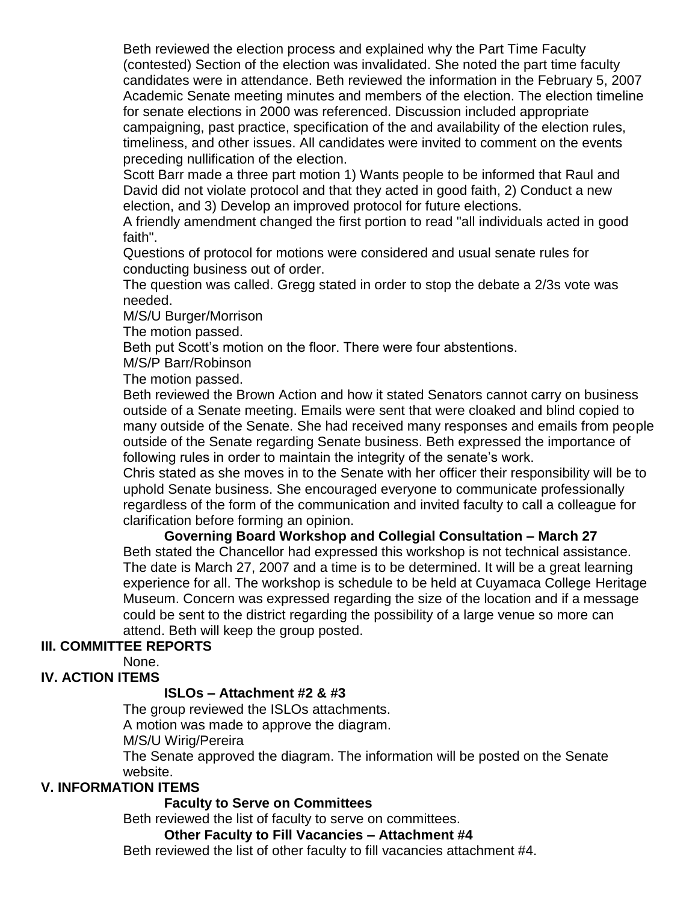Beth reviewed the election process and explained why the Part Time Faculty (contested) Section of the election was invalidated. She noted the part time faculty candidates were in attendance. Beth reviewed the information in the February 5, 2007 Academic Senate meeting minutes and members of the election. The election timeline for senate elections in 2000 was referenced. Discussion included appropriate campaigning, past practice, specification of the and availability of the election rules, timeliness, and other issues. All candidates were invited to comment on the events preceding nullification of the election.

Scott Barr made a three part motion 1) Wants people to be informed that Raul and David did not violate protocol and that they acted in good faith, 2) Conduct a new election, and 3) Develop an improved protocol for future elections.

A friendly amendment changed the first portion to read "all individuals acted in good faith".

Questions of protocol for motions were considered and usual senate rules for conducting business out of order.

The question was called. Gregg stated in order to stop the debate a 2/3s vote was needed.

M/S/U Burger/Morrison

The motion passed.

Beth put Scott's motion on the floor. There were four abstentions.

M/S/P Barr/Robinson

The motion passed.

Beth reviewed the Brown Action and how it stated Senators cannot carry on business outside of a Senate meeting. Emails were sent that were cloaked and blind copied to many outside of the Senate. She had received many responses and emails from people outside of the Senate regarding Senate business. Beth expressed the importance of following rules in order to maintain the integrity of the senate's work.

Chris stated as she moves in to the Senate with her officer their responsibility will be to uphold Senate business. She encouraged everyone to communicate professionally regardless of the form of the communication and invited faculty to call a colleague for clarification before forming an opinion.

**Governing Board Workshop and Collegial Consultation – March 27**

Beth stated the Chancellor had expressed this workshop is not technical assistance. The date is March 27, 2007 and a time is to be determined. It will be a great learning experience for all. The workshop is schedule to be held at Cuyamaca College Heritage Museum. Concern was expressed regarding the size of the location and if a message could be sent to the district regarding the possibility of a large venue so more can attend. Beth will keep the group posted.

## III. COMMITTEE REPORTS

None.

## IV. ACTION ITEMS

**ISLOs – Attachment #2 & #3**

The group reviewed the ISLOs attachments.

A motion was made to approve the diagram.

M/S/U Wirig/Pereira

The Senate approved the diagram. The information will be posted on the Senate website.

## V. INFORMATION ITEMS

**Faculty to Serve on Committees**

Beth reviewed the list of faculty to serve on committees.

**Other Faculty to Fill Vacancies – Attachment #4**

Beth reviewed the list of other faculty to fill vacancies attachment #4.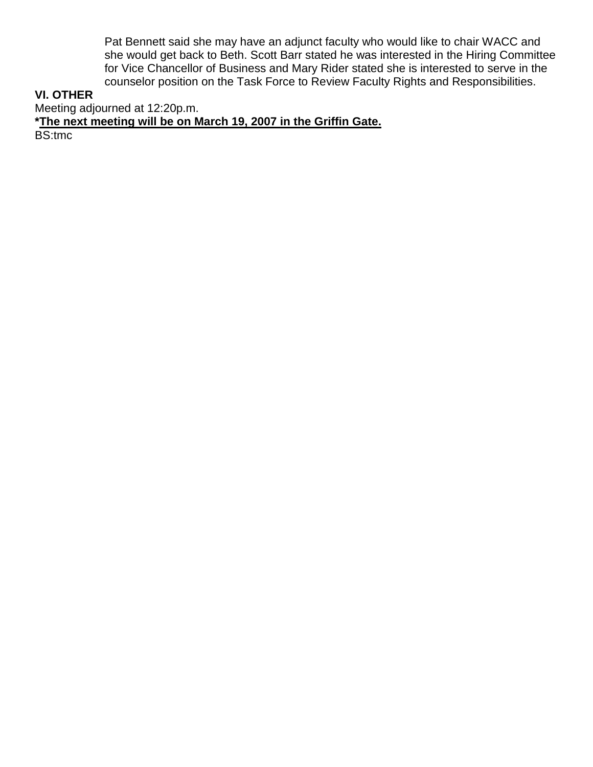Pat Bennett said she may have an adjunct faculty who would like to chair WACC and she would get back to Beth. Scott Barr stated he was interested in the Hiring Committee for Vice Chancellor of Business and Mary Rider stated she is interested to serve in the counselor position on the Task Force to Review Faculty Rights and Responsibilities.

**VI. OTHER**

Meeting adjourned at 12:20p.m.

**\*<u>The next meeting will be on March 19, 2007 in the Griffin Gate.</u>**

BS:tmc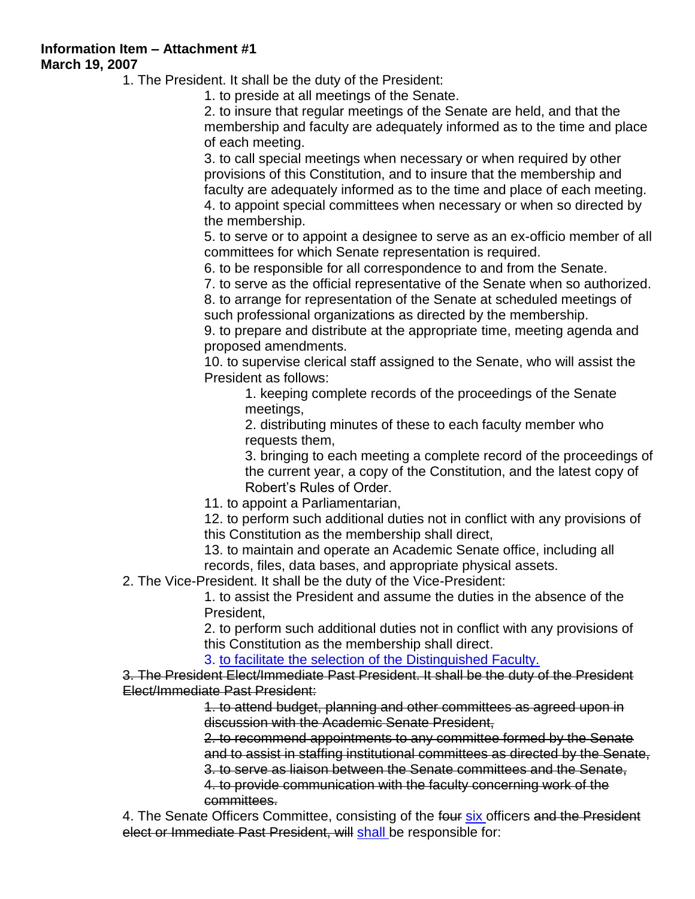**Information Item – Attachment #1**
**March 19, 2007**

1. The President. It shall be the duty of the President:
    1. to preside at all meetings of the Senate.
    2. to insure that regular meetings of the Senate are held, and that the membership and faculty are adequately informed as to the time and place of each meeting.
    3. to call special meetings when necessary or when required by other provisions of this Constitution, and to insure that the membership and faculty are adequately informed as to the time and place of each meeting.
    4. to appoint special committees when necessary or when so directed by the membership.
    5. to serve or to appoint a designee to serve as an ex-officio member of all committees for which Senate representation is required.
    6. to be responsible for all correspondence to and from the Senate.
    7. to serve as the official representative of the Senate when so authorized.
    8. to arrange for representation of the Senate at scheduled meetings of such professional organizations as directed by the membership.
    9. to prepare and distribute at the appropriate time, meeting agenda and proposed amendments.
    10. to supervise clerical staff assigned to the Senate, who will assist the President as follows:
        1. keeping complete records of the proceedings of the Senate meetings,
        2. distributing minutes of these to each faculty member who requests them,
        3. bringing to each meeting a complete record of the proceedings of the current year, a copy of the Constitution, and the latest copy of Robert's Rules of Order.
    11. to appoint a Parliamentarian,
    12. to perform such additional duties not in conflict with any provisions of this Constitution as the membership shall direct,
    13. to maintain and operate an Academic Senate office, including all records, files, data bases, and appropriate physical assets.
2. The Vice-President. It shall be the duty of the Vice-President:
    1. to assist the President and assume the duties in the absence of the President,
    2. to perform such additional duties not in conflict with any provisions of this Constitution as the membership shall direct.
    3. <u>to facilitate the selection of the Distinguished Faculty.</u>

~~3. The President Elect/Immediate Past President. It shall be the duty of the President Elect/Immediate Past President:~~

~~1. to attend budget, planning and other committees as agreed upon in discussion with the Academic Senate President,~~
~~2. to recommend appointments to any committee formed by the Senate and to assist in staffing institutional committees as directed by the Senate,~~
~~3. to serve as liaison between the Senate committees and the Senate,~~
~~4. to provide communication with the faculty concerning work of the committees.~~

4. The Senate Officers Committee, consisting of the ~~four~~ <u>six</u> officers ~~and the President elect or Immediate Past President, will~~ <u>shall</u> be responsible for: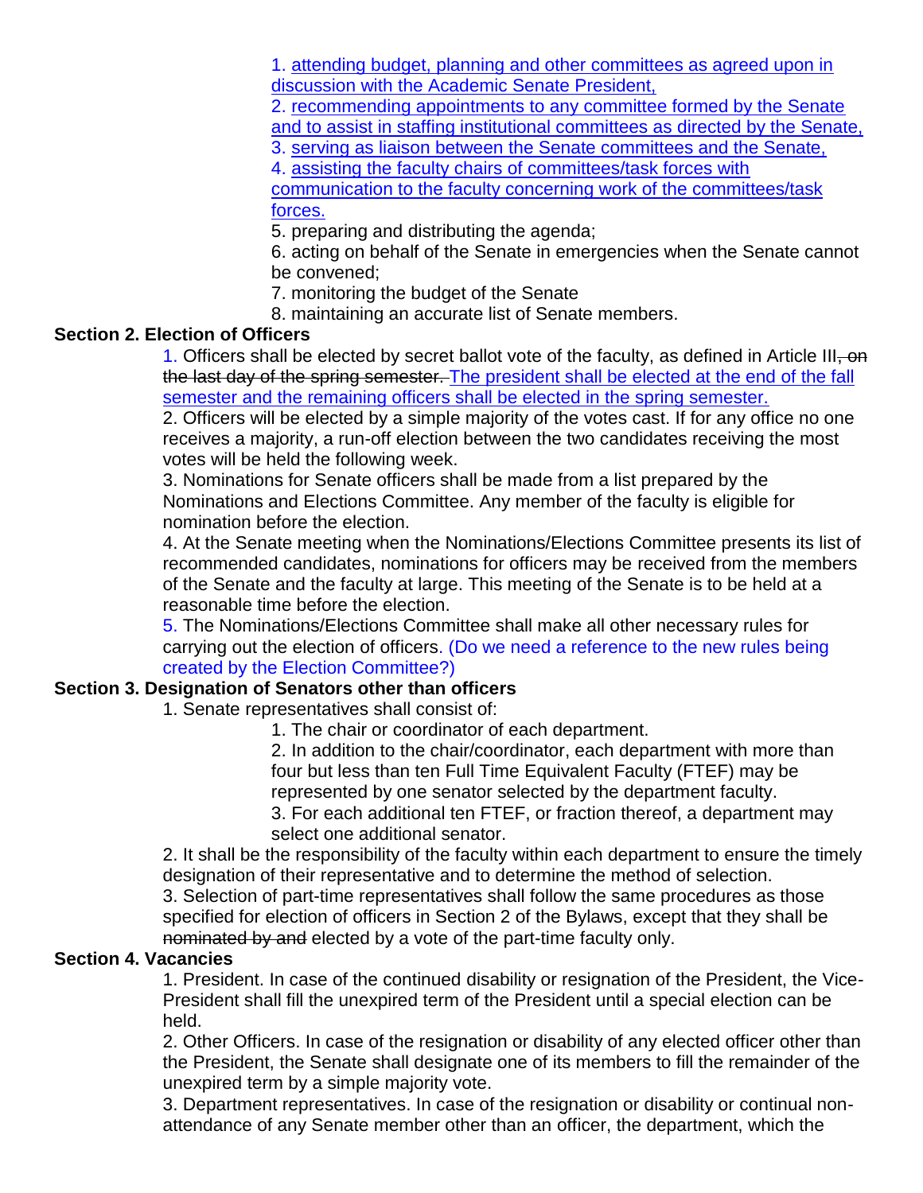1. attending budget, planning and other committees as agreed upon in discussion with the Academic Senate President,
2. recommending appointments to any committee formed by the Senate and to assist in staffing institutional committees as directed by the Senate,
3. serving as liaison between the Senate committees and the Senate,
4. assisting the faculty chairs of committees/task forces with communication to the faculty concerning work of the committees/task forces.
5. preparing and distributing the agenda;
6. acting on behalf of the Senate in emergencies when the Senate cannot be convened;
7. monitoring the budget of the Senate
8. maintaining an accurate list of Senate members.

**Section 2. Election of Officers**

1. Officers shall be elected by secret ballot vote of the faculty, as defined in Article III~~, on the last day of the spring semester.~~ The president shall be elected at the end of the fall semester and the remaining officers shall be elected in the spring semester.
2. Officers will be elected by a simple majority of the votes cast. If for any office no one receives a majority, a run-off election between the two candidates receiving the most votes will be held the following week.
3. Nominations for Senate officers shall be made from a list prepared by the Nominations and Elections Committee. Any member of the faculty is eligible for nomination before the election.
4. At the Senate meeting when the Nominations/Elections Committee presents its list of recommended candidates, nominations for officers may be received from the members of the Senate and the faculty at large. This meeting of the Senate is to be held at a reasonable time before the election.
5. The Nominations/Elections Committee shall make all other necessary rules for carrying out the election of officers. (Do we need a reference to the new rules being created by the Election Committee?)

**Section 3. Designation of Senators other than officers**

1. Senate representatives shall consist of:
   1. The chair or coordinator of each department.
   2. In addition to the chair/coordinator, each department with more than four but less than ten Full Time Equivalent Faculty (FTEF) may be represented by one senator selected by the department faculty.
   3. For each additional ten FTEF, or fraction thereof, a department may select one additional senator.
2. It shall be the responsibility of the faculty within each department to ensure the timely designation of their representative and to determine the method of selection.
3. Selection of part-time representatives shall follow the same procedures as those specified for election of officers in Section 2 of the Bylaws, except that they shall be ~~nominated by and~~ elected by a vote of the part-time faculty only.

**Section 4. Vacancies**

1. President. In case of the continued disability or resignation of the President, the Vice-President shall fill the unexpired term of the President until a special election can be held.
2. Other Officers. In case of the resignation or disability of any elected officer other than the President, the Senate shall designate one of its members to fill the remainder of the unexpired term by a simple majority vote.
3. Department representatives. In case of the resignation or disability or continual non-attendance of any Senate member other than an officer, the department, which the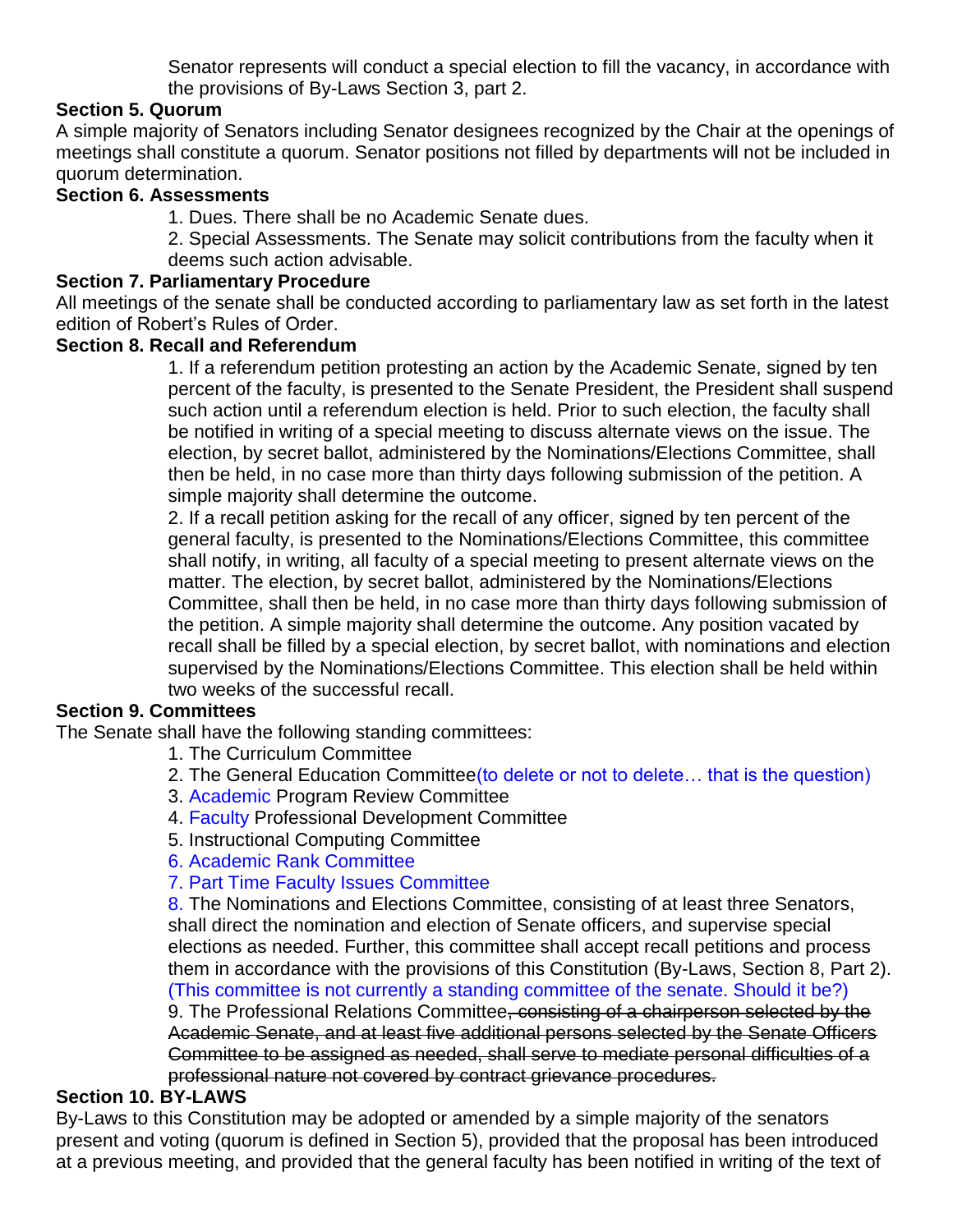Senator represents will conduct a special election to fill the vacancy, in accordance with the provisions of By-Laws Section 3, part 2.

**Section 5. Quorum**

A simple majority of Senators including Senator designees recognized by the Chair at the openings of meetings shall constitute a quorum. Senator positions not filled by departments will not be included in quorum determination.

**Section 6. Assessments**

1. Dues. There shall be no Academic Senate dues.
2. Special Assessments. The Senate may solicit contributions from the faculty when it deems such action advisable.

**Section 7. Parliamentary Procedure**

All meetings of the senate shall be conducted according to parliamentary law as set forth in the latest edition of Robert's Rules of Order.

**Section 8. Recall and Referendum**

1. If a referendum petition protesting an action by the Academic Senate, signed by ten percent of the faculty, is presented to the Senate President, the President shall suspend such action until a referendum election is held. Prior to such election, the faculty shall be notified in writing of a special meeting to discuss alternate views on the issue. The election, by secret ballot, administered by the Nominations/Elections Committee, shall then be held, in no case more than thirty days following submission of the petition. A simple majority shall determine the outcome.
2. If a recall petition asking for the recall of any officer, signed by ten percent of the general faculty, is presented to the Nominations/Elections Committee, this committee shall notify, in writing, all faculty of a special meeting to present alternate views on the matter. The election, by secret ballot, administered by the Nominations/Elections Committee, shall then be held, in no case more than thirty days following submission of the petition. A simple majority shall determine the outcome. Any position vacated by recall shall be filled by a special election, by secret ballot, with nominations and election supervised by the Nominations/Elections Committee. This election shall be held within two weeks of the successful recall.

**Section 9. Committees**

The Senate shall have the following standing committees:

1. The Curriculum Committee
2. The General Education Committee(to delete or not to delete… that is the question)
3. Academic Program Review Committee
4. Faculty Professional Development Committee
5. Instructional Computing Committee
6. Academic Rank Committee
7. Part Time Faculty Issues Committee
8. The Nominations and Elections Committee, consisting of at least three Senators, shall direct the nomination and election of Senate officers, and supervise special elections as needed. Further, this committee shall accept recall petitions and process them in accordance with the provisions of this Constitution (By-Laws, Section 8, Part 2). (This committee is not currently a standing committee of the senate. Should it be?)
9. The Professional Relations Committee~~, consisting of a chairperson selected by the Academic Senate, and at least five additional persons selected by the Senate Officers Committee to be assigned as needed, shall serve to mediate personal difficulties of a professional nature not covered by contract grievance procedures.~~

**Section 10. BY-LAWS**

By-Laws to this Constitution may be adopted or amended by a simple majority of the senators present and voting (quorum is defined in Section 5), provided that the proposal has been introduced at a previous meeting, and provided that the general faculty has been notified in writing of the text of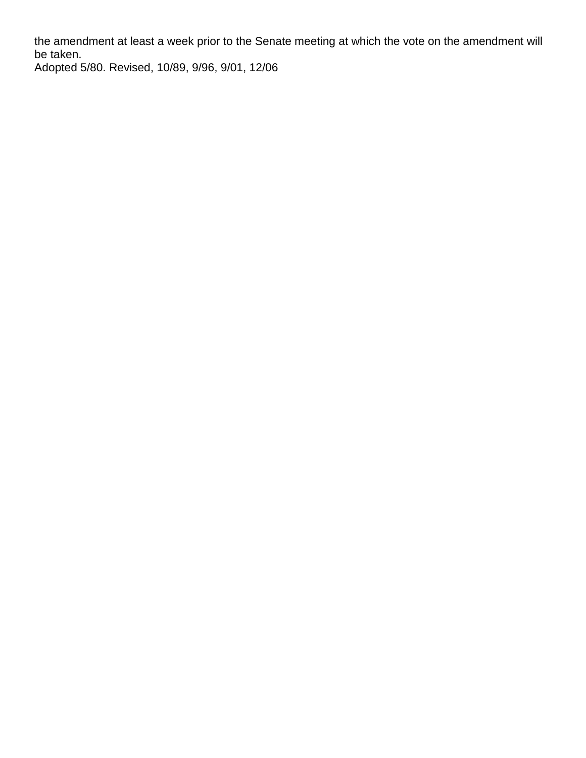the amendment at least a week prior to the Senate meeting at which the vote on the amendment will be taken.

Adopted 5/80. Revised, 10/89, 9/96, 9/01, 12/06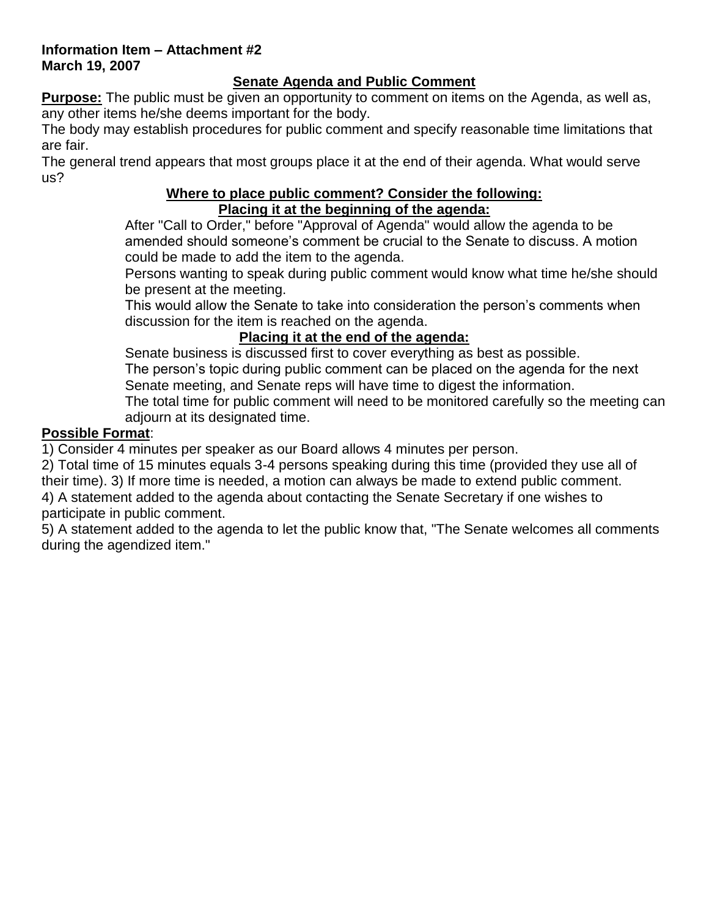**Information Item – Attachment #2**
**March 19, 2007**

## Senate Agenda and Public Comment

**Purpose:** The public must be given an opportunity to comment on items on the Agenda, as well as, any other items he/she deems important for the body.

The body may establish procedures for public comment and specify reasonable time limitations that are fair.

The general trend appears that most groups place it at the end of their agenda. What would serve us?

### Where to place public comment? Consider the following:

#### Placing it at the beginning of the agenda:

After "Call to Order," before "Approval of Agenda" would allow the agenda to be amended should someone's comment be crucial to the Senate to discuss. A motion could be made to add the item to the agenda.

Persons wanting to speak during public comment would know what time he/she should be present at the meeting.

This would allow the Senate to take into consideration the person's comments when discussion for the item is reached on the agenda.

#### Placing it at the end of the agenda:

Senate business is discussed first to cover everything as best as possible.

The person's topic during public comment can be placed on the agenda for the next Senate meeting, and Senate reps will have time to digest the information.

The total time for public comment will need to be monitored carefully so the meeting can adjourn at its designated time.

**Possible Format**:

1) Consider 4 minutes per speaker as our Board allows 4 minutes per person.
2) Total time of 15 minutes equals 3-4 persons speaking during this time (provided they use all of their time). 3) If more time is needed, a motion can always be made to extend public comment.
4) A statement added to the agenda about contacting the Senate Secretary if one wishes to participate in public comment.
5) A statement added to the agenda to let the public know that, "The Senate welcomes all comments during the agendized item."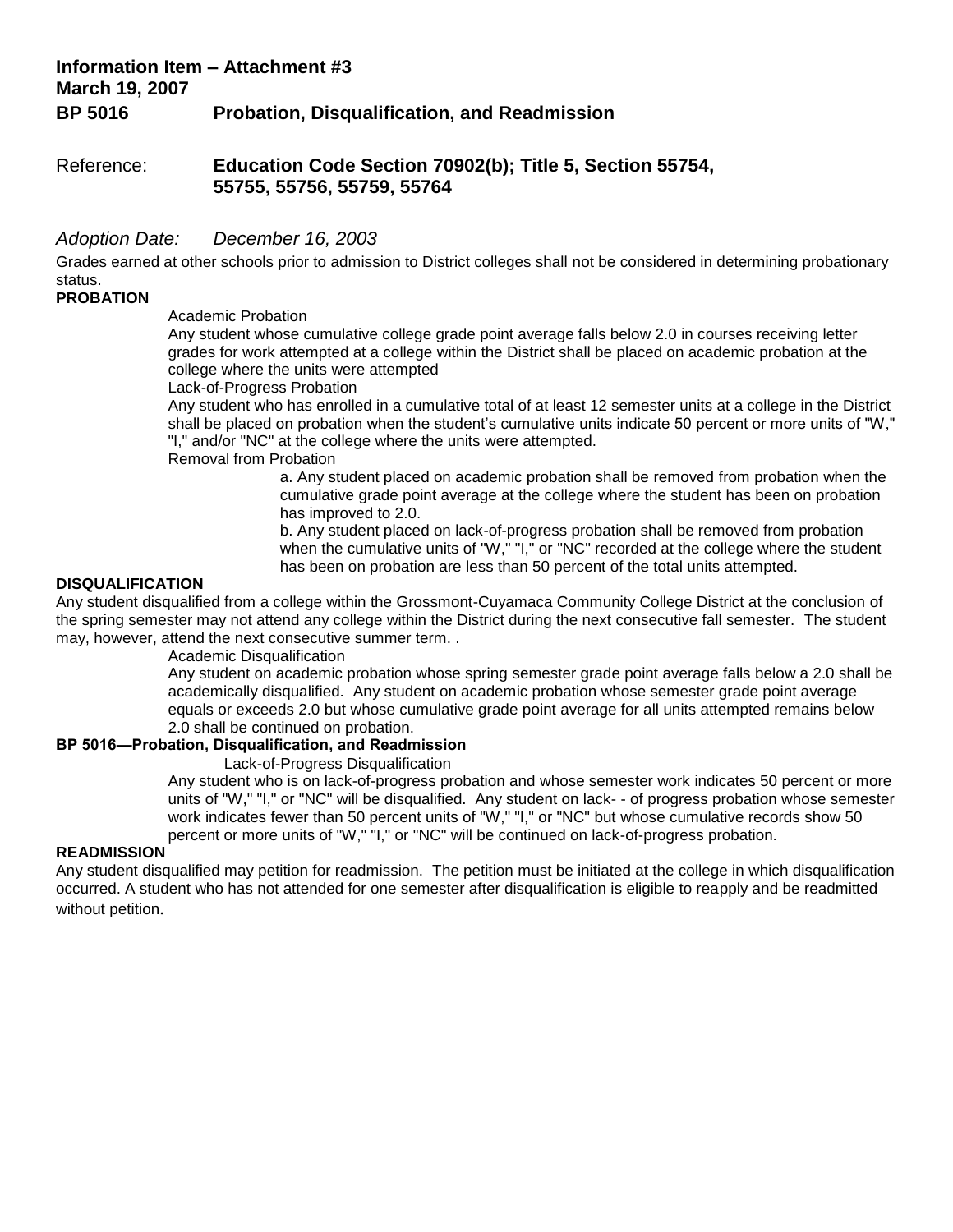**Information Item – Attachment #3**
**March 19, 2007**

**BP 5016 Probation, Disqualification, and Readmission**

Reference: **Education Code Section 70902(b); Title 5, Section 55754, 55755, 55756, 55759, 55764**

*Adoption Date: December 16, 2003*

Grades earned at other schools prior to admission to District colleges shall not be considered in determining probationary status.

**PROBATION**

Academic Probation

Any student whose cumulative college grade point average falls below 2.0 in courses receiving letter grades for work attempted at a college within the District shall be placed on academic probation at the college where the units were attempted

Lack-of-Progress Probation

Any student who has enrolled in a cumulative total of at least 12 semester units at a college in the District shall be placed on probation when the student's cumulative units indicate 50 percent or more units of "W," "I," and/or "NC" at the college where the units were attempted.

Removal from Probation

a. Any student placed on academic probation shall be removed from probation when the cumulative grade point average at the college where the student has been on probation has improved to 2.0.

b. Any student placed on lack-of-progress probation shall be removed from probation when the cumulative units of "W," "I," or "NC" recorded at the college where the student has been on probation are less than 50 percent of the total units attempted.

**DISQUALIFICATION**

Any student disqualified from a college within the Grossmont-Cuyamaca Community College District at the conclusion of the spring semester may not attend any college within the District during the next consecutive fall semester. The student may, however, attend the next consecutive summer term. .

Academic Disqualification

Any student on academic probation whose spring semester grade point average falls below a 2.0 shall be academically disqualified. Any student on academic probation whose semester grade point average equals or exceeds 2.0 but whose cumulative grade point average for all units attempted remains below 2.0 shall be continued on probation.

**BP 5016—Probation, Disqualification, and Readmission**

Lack-of-Progress Disqualification

Any student who is on lack-of-progress probation and whose semester work indicates 50 percent or more units of "W," "I," or "NC" will be disqualified. Any student on lack- - of progress probation whose semester work indicates fewer than 50 percent units of "W," "I," or "NC" but whose cumulative records show 50 percent or more units of "W," "I," or "NC" will be continued on lack-of-progress probation.

**READMISSION**

Any student disqualified may petition for readmission. The petition must be initiated at the college in which disqualification occurred. A student who has not attended for one semester after disqualification is eligible to reapply and be readmitted without petition.